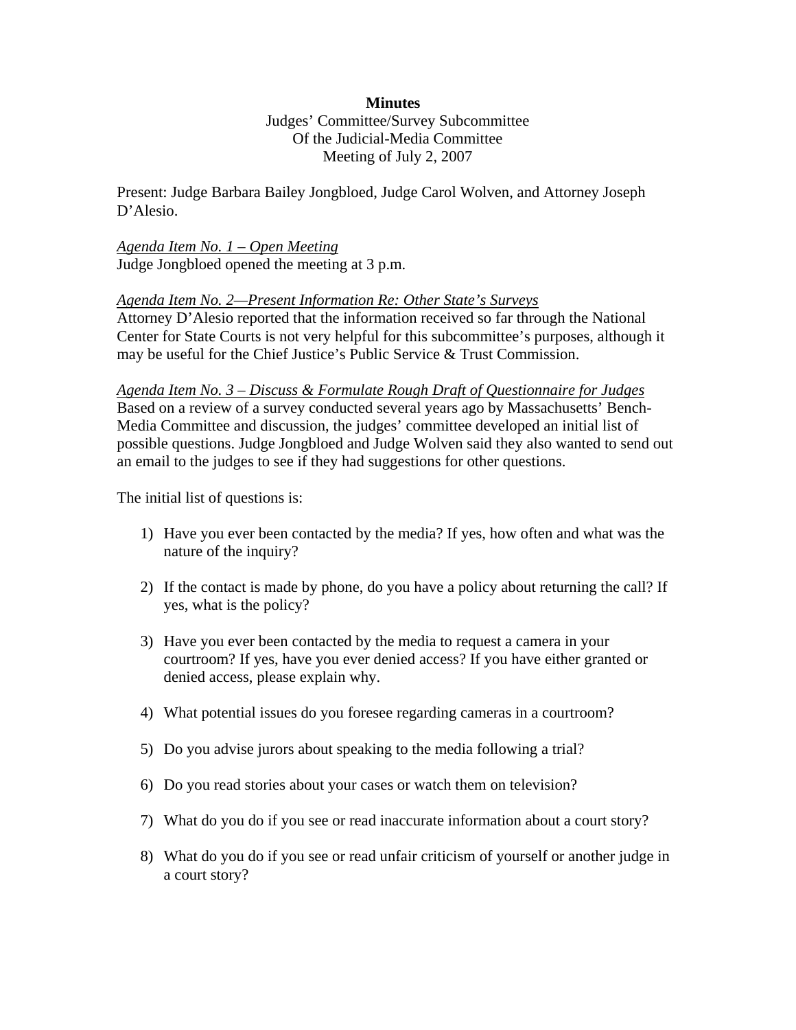**Minutes**

Judges' Committee/Survey Subcommittee
Of the Judicial-Media Committee
Meeting of July 2, 2007

Present: Judge Barbara Bailey Jongbloed, Judge Carol Wolven, and Attorney Joseph D'Alesio.

*Agenda Item No. 1 – Open Meeting*

Judge Jongbloed opened the meeting at 3 p.m.

*Agenda Item No. 2—Present Information Re: Other State's Surveys*

Attorney D'Alesio reported that the information received so far through the National Center for State Courts is not very helpful for this subcommittee's purposes, although it may be useful for the Chief Justice's Public Service & Trust Commission.

*Agenda Item No. 3 – Discuss & Formulate Rough Draft of Questionnaire for Judges*

Based on a review of a survey conducted several years ago by Massachusetts' Bench-Media Committee and discussion, the judges' committee developed an initial list of possible questions. Judge Jongbloed and Judge Wolven said they also wanted to send out an email to the judges to see if they had suggestions for other questions.

The initial list of questions is:

1) Have you ever been contacted by the media? If yes, how often and what was the nature of the inquiry?

2) If the contact is made by phone, do you have a policy about returning the call? If yes, what is the policy?

3) Have you ever been contacted by the media to request a camera in your courtroom? If yes, have you ever denied access? If you have either granted or denied access, please explain why.

4) What potential issues do you foresee regarding cameras in a courtroom?

5) Do you advise jurors about speaking to the media following a trial?

6) Do you read stories about your cases or watch them on television?

7) What do you do if you see or read inaccurate information about a court story?

8) What do you do if you see or read unfair criticism of yourself or another judge in a court story?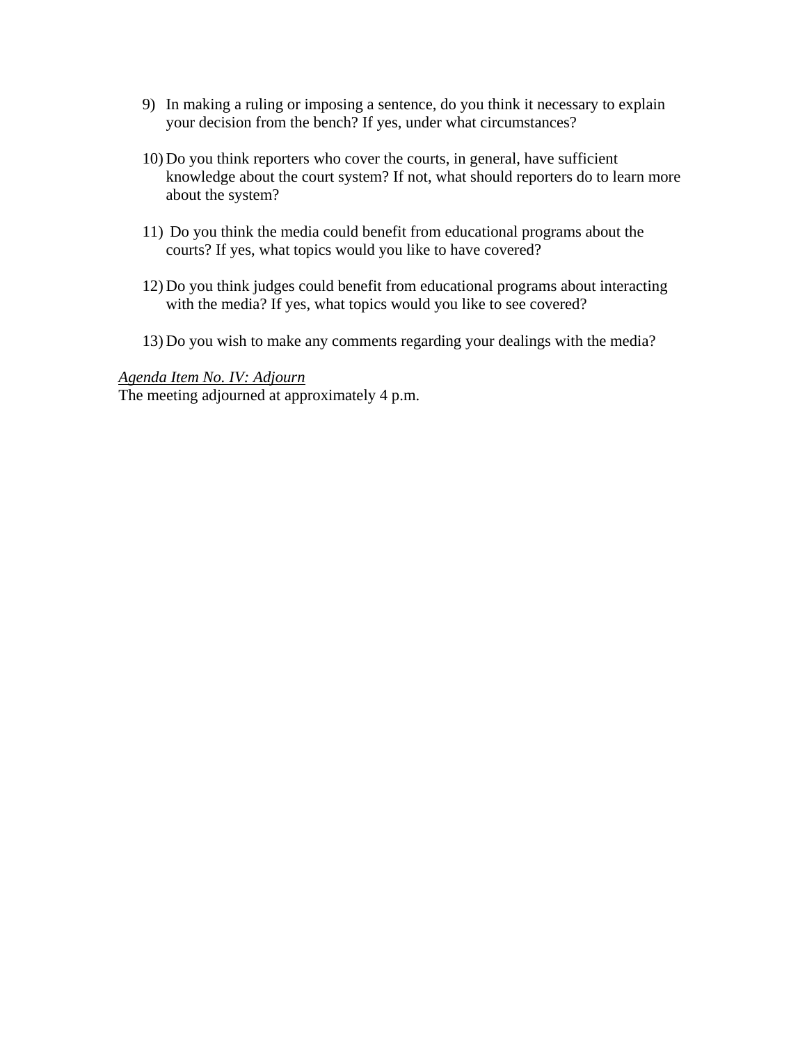9) In making a ruling or imposing a sentence, do you think it necessary to explain your decision from the bench? If yes, under what circumstances?

10) Do you think reporters who cover the courts, in general, have sufficient knowledge about the court system? If not, what should reporters do to learn more about the system?

11) Do you think the media could benefit from educational programs about the courts? If yes, what topics would you like to have covered?

12) Do you think judges could benefit from educational programs about interacting with the media? If yes, what topics would you like to see covered?

13) Do you wish to make any comments regarding your dealings with the media?

*Agenda Item No. IV: Adjourn*

The meeting adjourned at approximately 4 p.m.